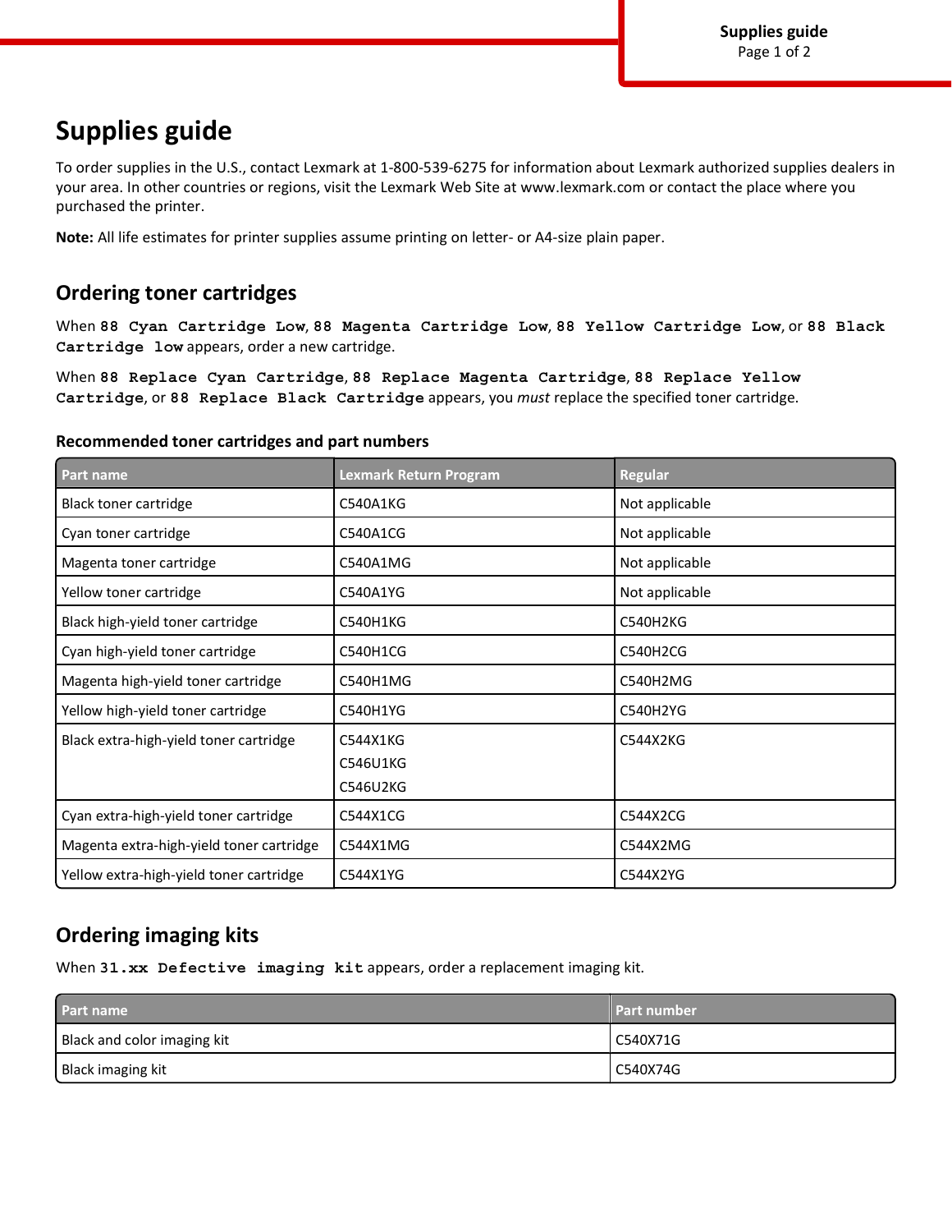# Supplies guide

To order supplies in the U.S., contact Lexmark at 1-800-539-6275 for information about Lexmark authorized supplies dealers in your area. In other countries or regions, visit the Lexmark Web Site at www.lexmark.com or contact the place where you purchased the printer.

**Note:** All life estimates for printer supplies assume printing on letter- or A4-size plain paper.

## Ordering toner cartridges

When **`88 Cyan Cartridge Low`**, **`88 Magenta Cartridge Low`**, **`88 Yellow Cartridge Low`**, or **`88 Black Cartridge low`** appears, order a new cartridge.

When **`88 Replace Cyan Cartridge`**, **`88 Replace Magenta Cartridge`**, **`88 Replace Yellow Cartridge`**, or **`88 Replace Black Cartridge`** appears, you *must* replace the specified toner cartridge.

### Recommended toner cartridges and part numbers

| Part name | Lexmark Return Program | Regular |
| --- | --- | --- |
| Black toner cartridge | C540A1KG | Not applicable |
| Cyan toner cartridge | C540A1CG | Not applicable |
| Magenta toner cartridge | C540A1MG | Not applicable |
| Yellow toner cartridge | C540A1YG | Not applicable |
| Black high-yield toner cartridge | C540H1KG | C540H2KG |
| Cyan high-yield toner cartridge | C540H1CG | C540H2CG |
| Magenta high-yield toner cartridge | C540H1MG | C540H2MG |
| Yellow high-yield toner cartridge | C540H1YG | C540H2YG |
| Black extra-high-yield toner cartridge | C544X1KG<br>C546U1KG<br>C546U2KG | C544X2KG |
| Cyan extra-high-yield toner cartridge | C544X1CG | C544X2CG |
| Magenta extra-high-yield toner cartridge | C544X1MG | C544X2MG |
| Yellow extra-high-yield toner cartridge | C544X1YG | C544X2YG |

## Ordering imaging kits

When **`31.xx Defective imaging kit`** appears, order a replacement imaging kit.

| Part name | Part number |
| --- | --- |
| Black and color imaging kit | C540X71G |
| Black imaging kit | C540X74G |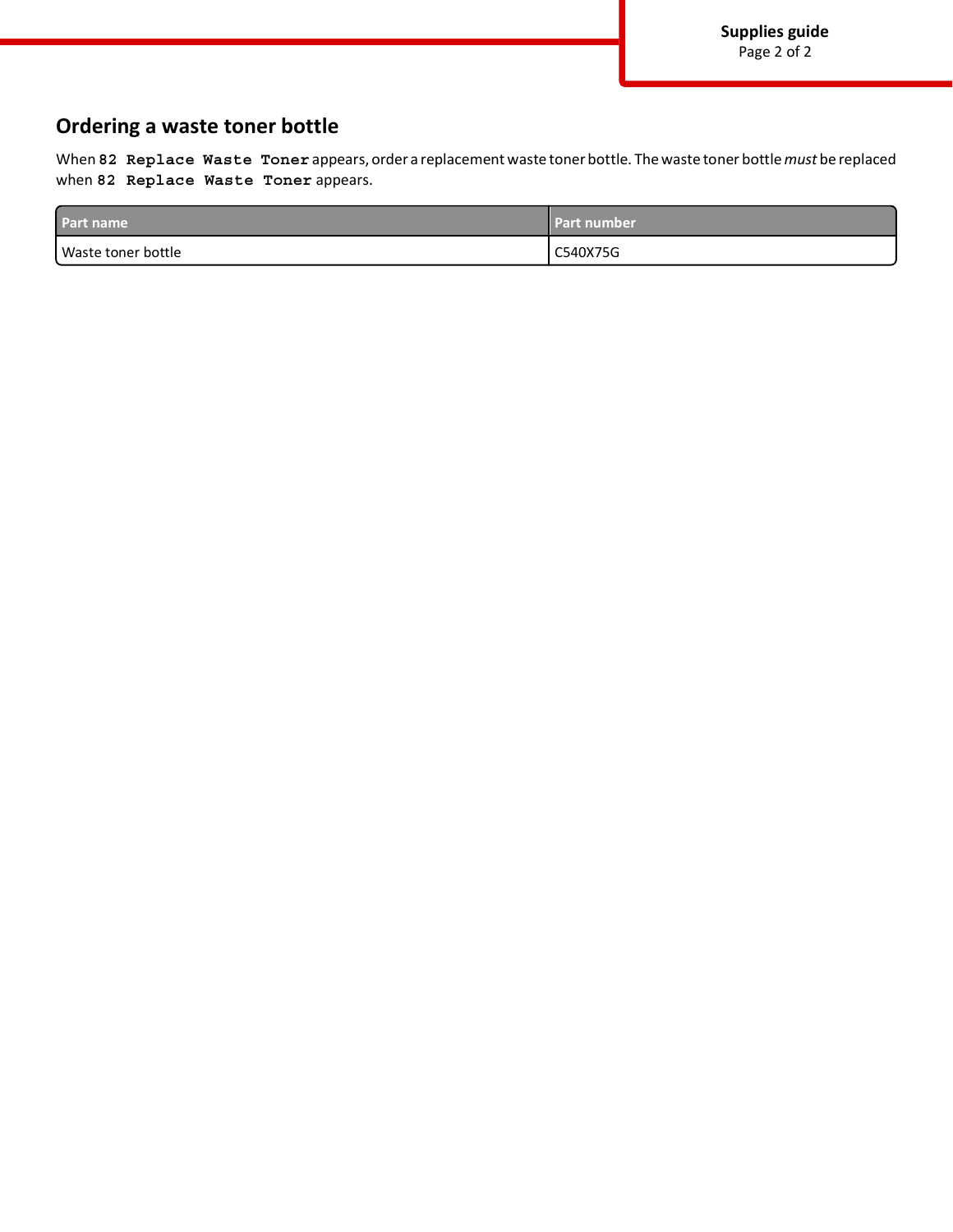## Ordering a waste toner bottle

When **`82 Replace Waste Toner`** appears, order a replacement waste toner bottle. The waste toner bottle *must* be replaced when **`82 Replace Waste Toner`** appears.

| Part name | Part number |
| --- | --- |
| Waste toner bottle | C540X75G |